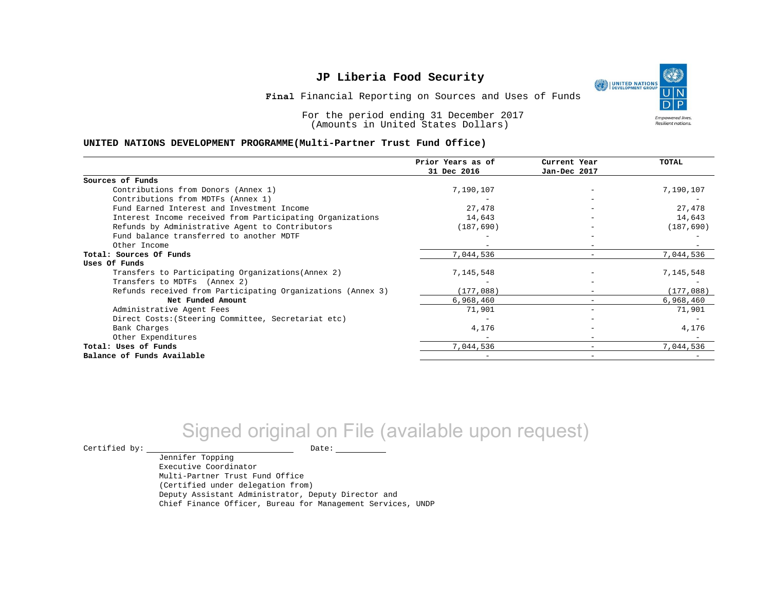# JP Liberia Food Security

**Final** Financial Reporting on Sources and Uses of Funds

For the period ending 31 December 2017
(Amounts in United States Dollars)

**UNITED NATIONS DEVELOPMENT PROGRAMME(Multi-Partner Trust Fund Office)**

| | Prior Years as of 31 Dec 2016 | Current Year Jan-Dec 2017 | TOTAL |
|---|---|---|---|
| **Sources of Funds** | | | |
| Contributions from Donors (Annex 1) | 7,190,107 | - | 7,190,107 |
| Contributions from MDTFs (Annex 1) | - | - | - |
| Fund Earned Interest and Investment Income | 27,478 | - | 27,478 |
| Interest Income received from Participating Organizations | 14,643 | - | 14,643 |
| Refunds by Administrative Agent to Contributors | (187,690) | - | (187,690) |
| Fund balance transferred to another MDTF | - | - | - |
| Other Income | - | - | - |
| **Total: Sources Of Funds** | 7,044,536 | - | 7,044,536 |
| **Uses Of Funds** | | | |
| Transfers to Participating Organizations(Annex 2) | 7,145,548 | - | 7,145,548 |
| Transfers to MDTFs (Annex 2) | - | - | - |
| Refunds received from Participating Organizations (Annex 3) | (177,088) | - | (177,088) |
| **Net Funded Amount** | 6,968,460 | - | 6,968,460 |
| Administrative Agent Fees | 71,901 | - | 71,901 |
| Direct Costs:(Steering Committee, Secretariat etc) | - | - | - |
| Bank Charges | 4,176 | - | 4,176 |
| Other Expenditures | - | - | - |
| **Total: Uses of Funds** | 7,044,536 | - | 7,044,536 |
| **Balance of Funds Available** | - | - | - |

Signed original on File (available upon request)

Certified by: ______________________ Date: __________

Jennifer Topping
Executive Coordinator
Multi-Partner Trust Fund Office
(Certified under delegation from)
Deputy Assistant Administrator, Deputy Director and
Chief Finance Officer, Bureau for Management Services, UNDP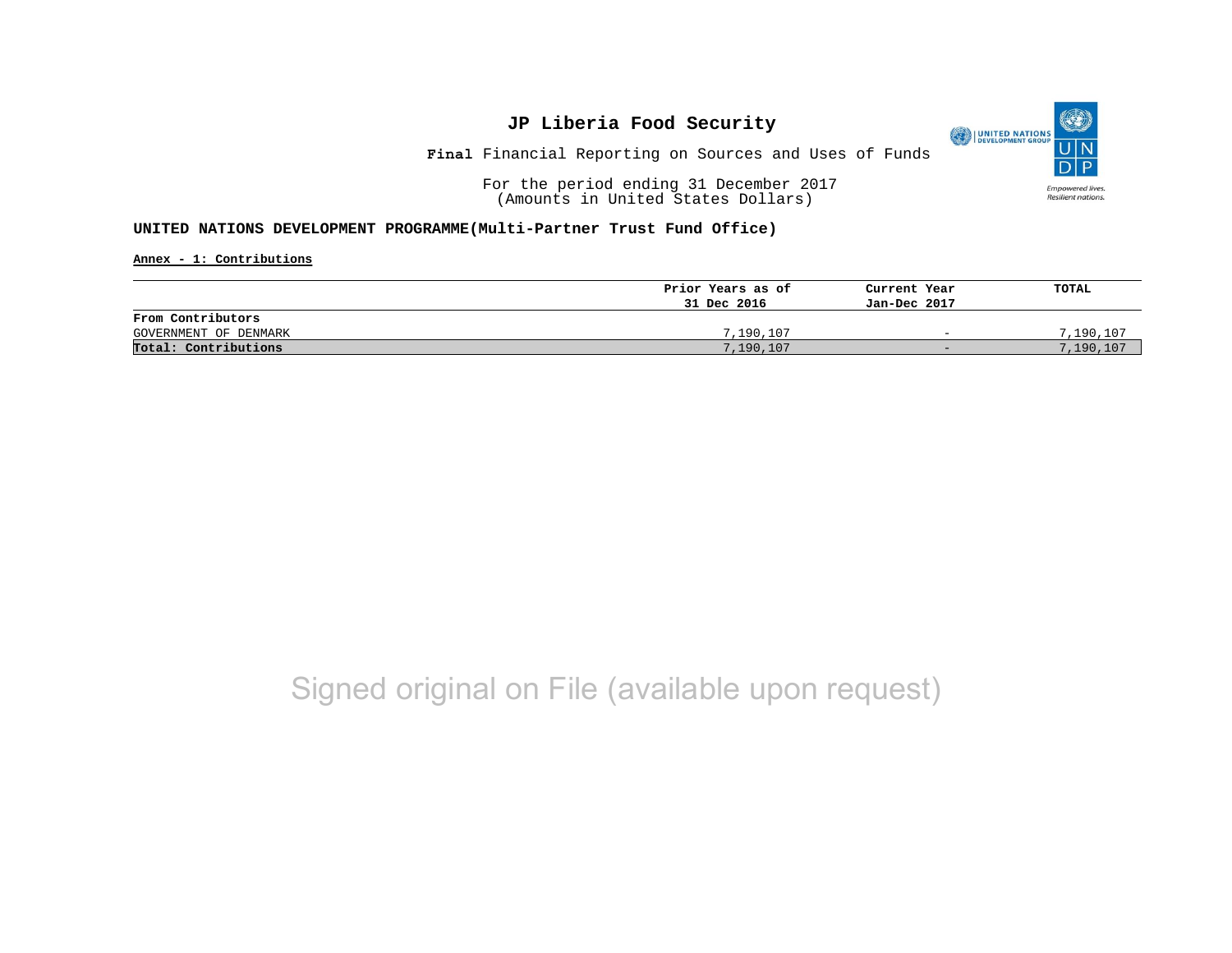# JP Liberia Food Security

**Final** Financial Reporting on Sources and Uses of Funds

For the period ending 31 December 2017
(Amounts in United States Dollars)

**UNITED NATIONS DEVELOPMENT PROGRAMME(Multi-Partner Trust Fund Office)**

**Annex - 1: Contributions**

| | Prior Years as of 31 Dec 2016 | Current Year Jan-Dec 2017 | TOTAL |
|---|---|---|---|
| **From Contributors** | | | |
| GOVERNMENT OF DENMARK | 7,190,107 | - | 7,190,107 |
| **Total: Contributions** | 7,190,107 | - | 7,190,107 |

Signed original on File (available upon request)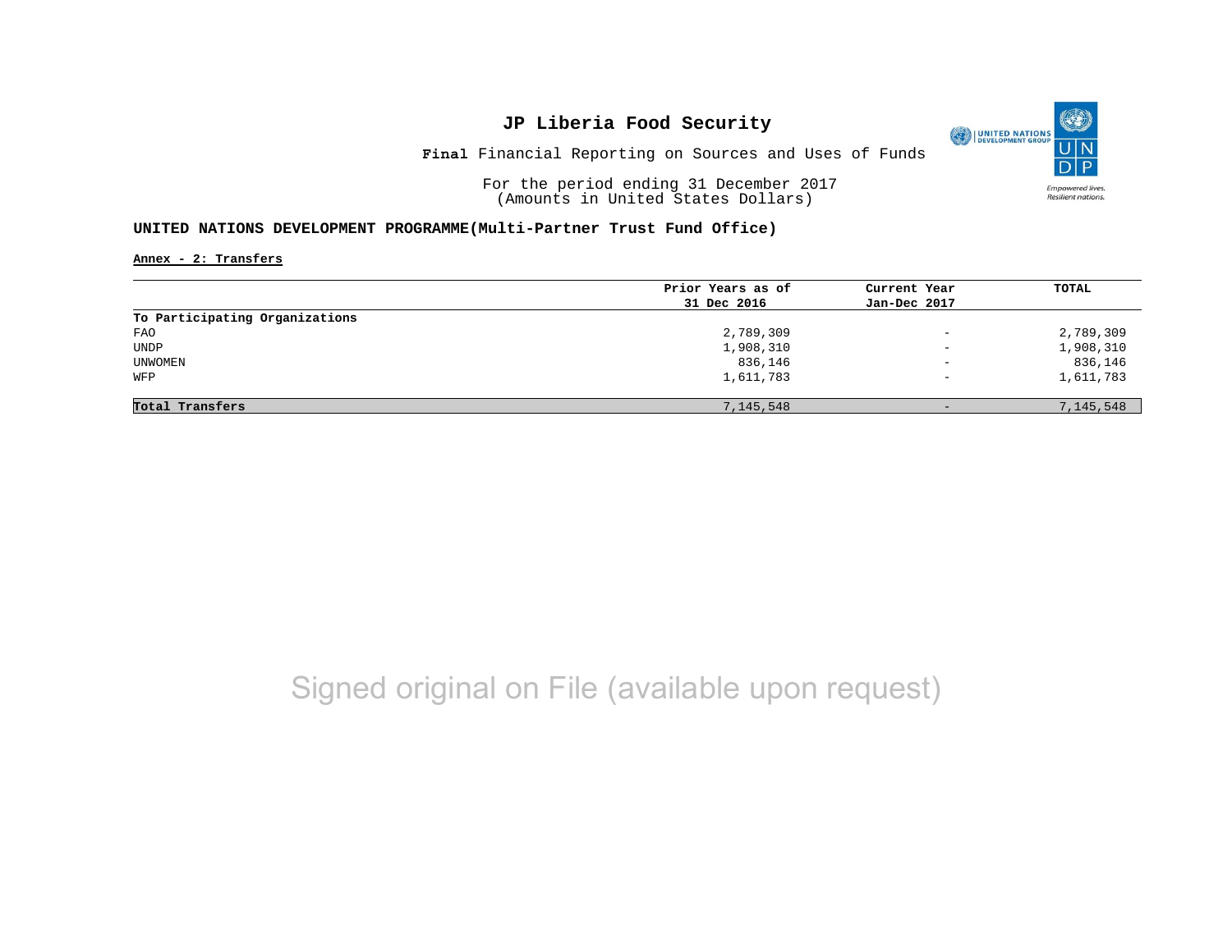# JP Liberia Food Security

**Final** Financial Reporting on Sources and Uses of Funds

For the period ending 31 December 2017
(Amounts in United States Dollars)

**UNITED NATIONS DEVELOPMENT PROGRAMME(Multi-Partner Trust Fund Office)**

**Annex - 2: Transfers**

| | Prior Years as of 31 Dec 2016 | Current Year Jan-Dec 2017 | TOTAL |
|---|---|---|---|
| **To Participating Organizations** | | | |
| FAO | 2,789,309 | - | 2,789,309 |
| UNDP | 1,908,310 | - | 1,908,310 |
| UNWOMEN | 836,146 | - | 836,146 |
| WFP | 1,611,783 | - | 1,611,783 |
| **Total Transfers** | 7,145,548 | - | 7,145,548 |

Signed original on File (available upon request)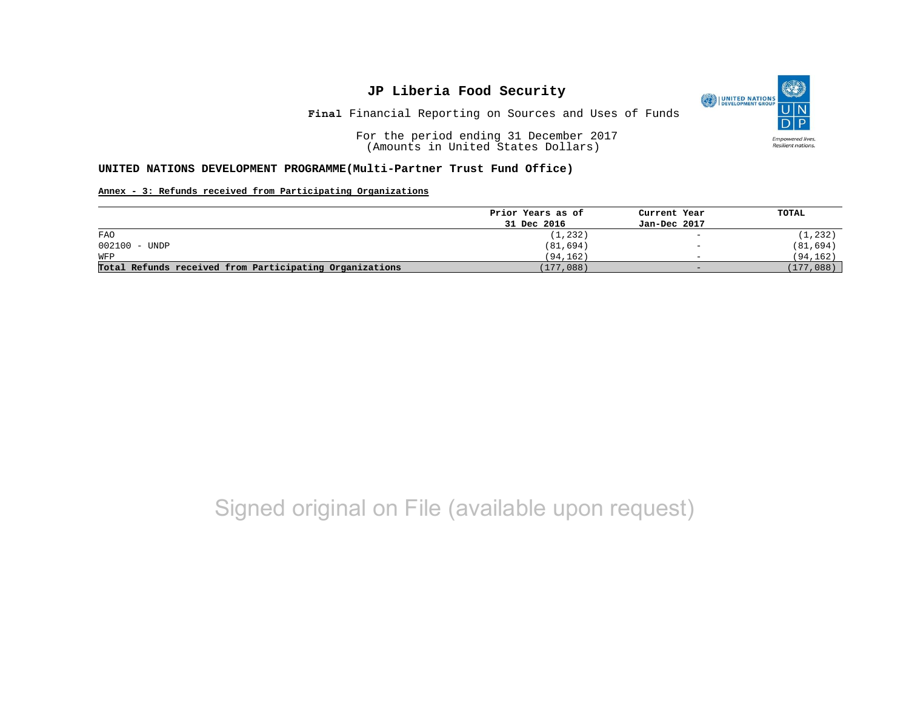# JP Liberia Food Security

**Final** Financial Reporting on Sources and Uses of Funds

For the period ending 31 December 2017
(Amounts in United States Dollars)

**UNITED NATIONS DEVELOPMENT PROGRAMME(Multi-Partner Trust Fund Office)**

**Annex - 3: Refunds received from Participating Organizations**

| | Prior Years as of 31 Dec 2016 | Current Year Jan-Dec 2017 | TOTAL |
|---|---|---|---|
| FAO | (1,232) | - | (1,232) |
| 002100 - UNDP | (81,694) | - | (81,694) |
| WFP | (94,162) | - | (94,162) |
| **Total Refunds received from Participating Organizations** | (177,088) | - | (177,088) |

Signed original on File (available upon request)